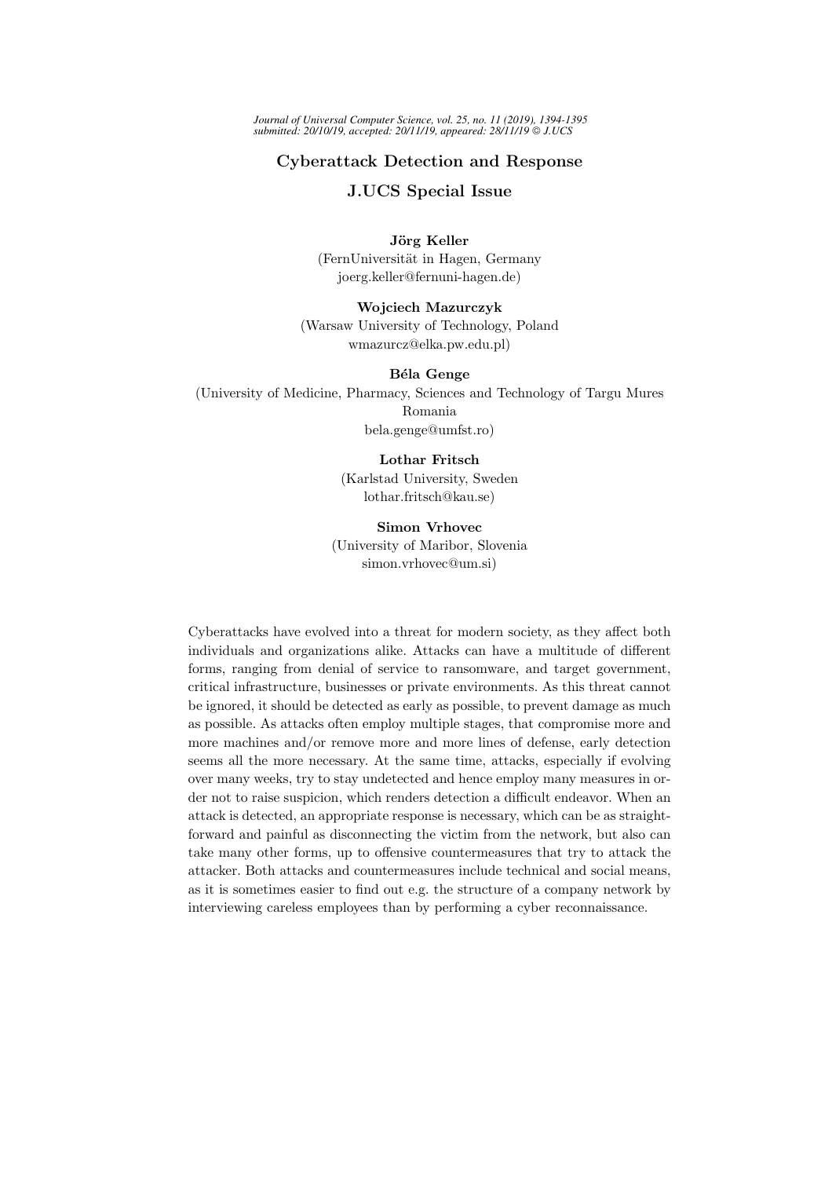# Cyberattack Detection and Response

## J.UCS Special Issue

**Jörg Keller**
(FernUniversität in Hagen, Germany
joerg.keller@fernuni-hagen.de)

**Wojciech Mazurczyk**
(Warsaw University of Technology, Poland
wmazurcz@elka.pw.edu.pl)

**Béla Genge**
(University of Medicine, Pharmacy, Sciences and Technology of Targu Mures
Romania
bela.genge@umfst.ro)

**Lothar Fritsch**
(Karlstad University, Sweden
lothar.fritsch@kau.se)

**Simon Vrhovec**
(University of Maribor, Slovenia
simon.vrhovec@um.si)

Cyberattacks have evolved into a threat for modern society, as they affect both individuals and organizations alike. Attacks can have a multitude of different forms, ranging from denial of service to ransomware, and target government, critical infrastructure, businesses or private environments. As this threat cannot be ignored, it should be detected as early as possible, to prevent damage as much as possible. As attacks often employ multiple stages, that compromise more and more machines and/or remove more and more lines of defense, early detection seems all the more necessary. At the same time, attacks, especially if evolving over many weeks, try to stay undetected and hence employ many measures in order not to raise suspicion, which renders detection a difficult endeavor. When an attack is detected, an appropriate response is necessary, which can be as straightforward and painful as disconnecting the victim from the network, but also can take many other forms, up to offensive countermeasures that try to attack the attacker. Both attacks and countermeasures include technical and social means, as it is sometimes easier to find out e.g. the structure of a company network by interviewing careless employees than by performing a cyber reconnaissance.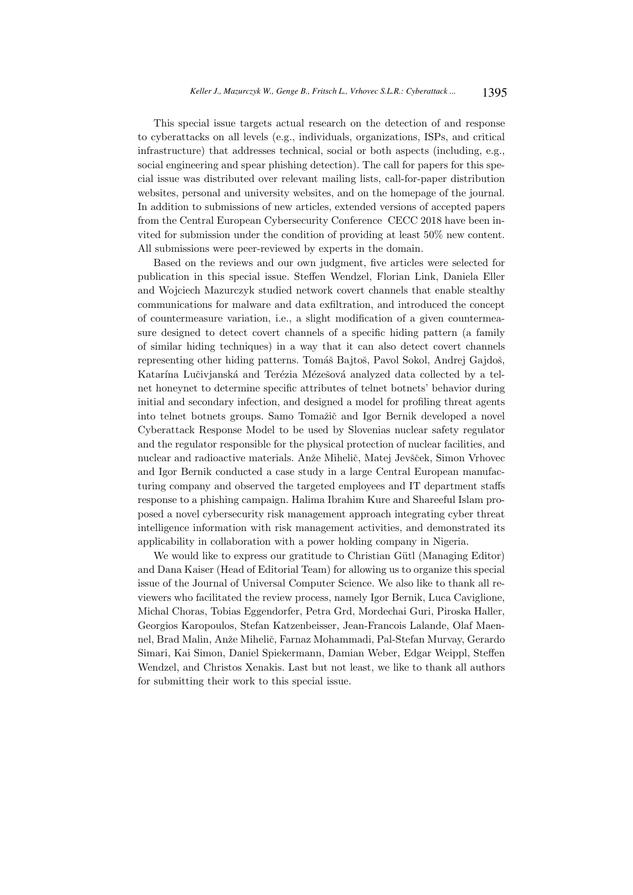This special issue targets actual research on the detection of and response to cyberattacks on all levels (e.g., individuals, organizations, ISPs, and critical infrastructure) that addresses technical, social or both aspects (including, e.g., social engineering and spear phishing detection). The call for papers for this special issue was distributed over relevant mailing lists, call-for-paper distribution websites, personal and university websites, and on the homepage of the journal. In addition to submissions of new articles, extended versions of accepted papers from the Central European Cybersecurity Conference CECC 2018 have been invited for submission under the condition of providing at least 50% new content. All submissions were peer-reviewed by experts in the domain.

Based on the reviews and our own judgment, five articles were selected for publication in this special issue. Steffen Wendzel, Florian Link, Daniela Eller and Wojciech Mazurczyk studied network covert channels that enable stealthy communications for malware and data exfiltration, and introduced the concept of countermeasure variation, i.e., a slight modification of a given countermeasure designed to detect covert channels of a specific hiding pattern (a family of similar hiding techniques) in a way that it can also detect covert channels representing other hiding patterns. Tomáš Bajtoš, Pavol Sokol, Andrej Gajdoš, Katarína Lučivjanská and Terézia Mézešová analyzed data collected by a telnet honeynet to determine specific attributes of telnet botnets' behavior during initial and secondary infection, and designed a model for profiling threat agents into telnet botnets groups. Samo Tomažič and Igor Bernik developed a novel Cyberattack Response Model to be used by Slovenias nuclear safety regulator and the regulator responsible for the physical protection of nuclear facilities, and nuclear and radioactive materials. Anže Mihelič, Matej Jevšček, Simon Vrhovec and Igor Bernik conducted a case study in a large Central European manufacturing company and observed the targeted employees and IT department staffs response to a phishing campaign. Halima Ibrahim Kure and Shareeful Islam proposed a novel cybersecurity risk management approach integrating cyber threat intelligence information with risk management activities, and demonstrated its applicability in collaboration with a power holding company in Nigeria.

We would like to express our gratitude to Christian Gütl (Managing Editor) and Dana Kaiser (Head of Editorial Team) for allowing us to organize this special issue of the Journal of Universal Computer Science. We also like to thank all reviewers who facilitated the review process, namely Igor Bernik, Luca Caviglione, Michal Choras, Tobias Eggendorfer, Petra Grd, Mordechai Guri, Piroska Haller, Georgios Karopoulos, Stefan Katzenbeisser, Jean-Francois Lalande, Olaf Maennel, Brad Malin, Anže Mihelič, Farnaz Mohammadi, Pal-Stefan Murvay, Gerardo Simari, Kai Simon, Daniel Spiekermann, Damian Weber, Edgar Weippl, Steffen Wendzel, and Christos Xenakis. Last but not least, we like to thank all authors for submitting their work to this special issue.